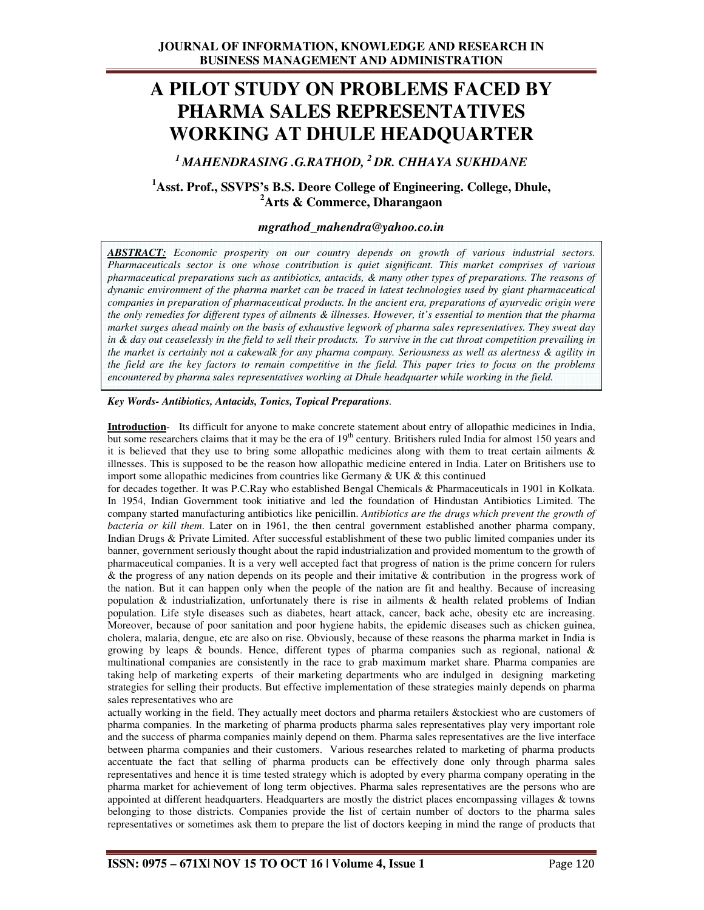# A PILOT STUDY ON PROBLEMS FACED BY PHARMA SALES REPRESENTATIVES WORKING AT DHULE HEADQUARTER

***[1] MAHENDRASING .G.RATHOD, [2] DR. CHHAYA SUKHDANE***

**[1]Asst. Prof., SSVPS's B.S. Deore College of Engineering. College, Dhule,**
**[2]Arts & Commerce, Dharangaon**

***mgrathod_mahendra@yahoo.co.in***

***ABSTRACT:*** *Economic prosperity on our country depends on growth of various industrial sectors. Pharmaceuticals sector is one whose contribution is quiet significant. This market comprises of various pharmaceutical preparations such as antibiotics, antacids, & many other types of preparations. The reasons of dynamic environment of the pharma market can be traced in latest technologies used by giant pharmaceutical companies in preparation of pharmaceutical products. In the ancient era, preparations of ayurvedic origin were the only remedies for different types of ailments & illnesses. However, it's essential to mention that the pharma market surges ahead mainly on the basis of exhaustive legwork of pharma sales representatives. They sweat day in & day out ceaselessly in the field to sell their products. To survive in the cut throat competition prevailing in the market is certainly not a cakewalk for any pharma company. Seriousness as well as alertness & agility in the field are the key factors to remain competitive in the field. This paper tries to focus on the problems encountered by pharma sales representatives working at Dhule headquarter while working in the field.*

***Key Words- Antibiotics, Antacids, Tonics, Topical Preparations****.*

**Introduction**- Its difficult for anyone to make concrete statement about entry of allopathic medicines in India, but some researchers claims that it may be the era of 19th century. Britishers ruled India for almost 150 years and it is believed that they use to bring some allopathic medicines along with them to treat certain ailments & illnesses. This is supposed to be the reason how allopathic medicine entered in India. Later on Britishers use to import some allopathic medicines from countries like Germany & UK & this continued for decades together. It was P.C.Ray who established Bengal Chemicals & Pharmaceuticals in 1901 in Kolkata. In 1954, Indian Government took initiative and led the foundation of Hindustan Antibiotics Limited. The company started manufacturing antibiotics like penicillin. *Antibiotics are the drugs which prevent the growth of bacteria or kill them*. Later on in 1961, the then central government established another pharma company, Indian Drugs & Private Limited. After successful establishment of these two public limited companies under its banner, government seriously thought about the rapid industrialization and provided momentum to the growth of pharmaceutical companies. It is a very well accepted fact that progress of nation is the prime concern for rulers & the progress of any nation depends on its people and their imitative & contribution in the progress work of the nation. But it can happen only when the people of the nation are fit and healthy. Because of increasing population & industrialization, unfortunately there is rise in ailments & health related problems of Indian population. Life style diseases such as diabetes, heart attack, cancer, back ache, obesity etc are increasing. Moreover, because of poor sanitation and poor hygiene habits, the epidemic diseases such as chicken guinea, cholera, malaria, dengue, etc are also on rise. Obviously, because of these reasons the pharma market in India is growing by leaps & bounds. Hence, different types of pharma companies such as regional, national & multinational companies are consistently in the race to grab maximum market share. Pharma companies are taking help of marketing experts of their marketing departments who are indulged in designing marketing strategies for selling their products. But effective implementation of these strategies mainly depends on pharma sales representatives who are actually working in the field. They actually meet doctors and pharma retailers &stockiest who are customers of pharma companies. In the marketing of pharma products pharma sales representatives play very important role and the success of pharma companies mainly depend on them. Pharma sales representatives are the live interface between pharma companies and their customers. Various researches related to marketing of pharma products accentuate the fact that selling of pharma products can be effectively done only through pharma sales representatives and hence it is time tested strategy which is adopted by every pharma company operating in the pharma market for achievement of long term objectives. Pharma sales representatives are the persons who are appointed at different headquarters. Headquarters are mostly the district places encompassing villages & towns belonging to those districts. Companies provide the list of certain number of doctors to the pharma sales representatives or sometimes ask them to prepare the list of doctors keeping in mind the range of products that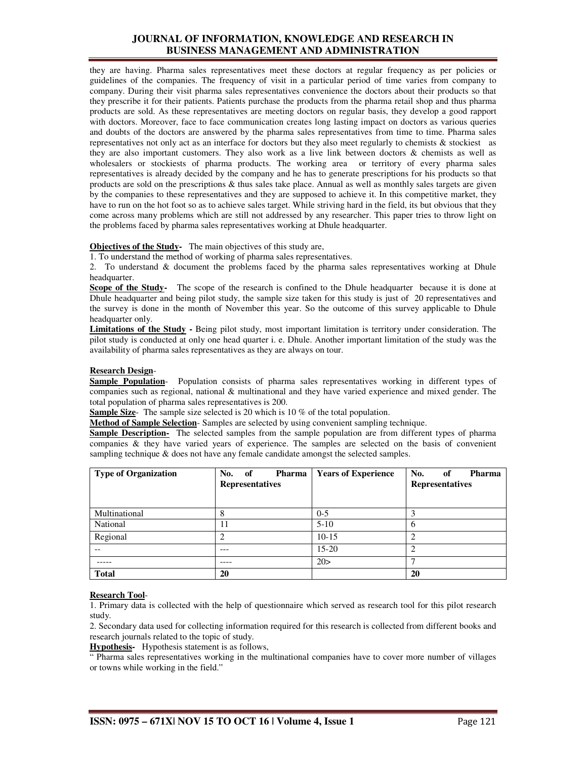they are having. Pharma sales representatives meet these doctors at regular frequency as per policies or guidelines of the companies. The frequency of visit in a particular period of time varies from company to company. During their visit pharma sales representatives convenience the doctors about their products so that they prescribe it for their patients. Patients purchase the products from the pharma retail shop and thus pharma products are sold. As these representatives are meeting doctors on regular basis, they develop a good rapport with doctors. Moreover, face to face communication creates long lasting impact on doctors as various queries and doubts of the doctors are answered by the pharma sales representatives from time to time. Pharma sales representatives not only act as an interface for doctors but they also meet regularly to chemists & stockiest as they are also important customers. They also work as a live link between doctors & chemists as well as wholesalers or stockiests of pharma products. The working area or territory of every pharma sales representatives is already decided by the company and he has to generate prescriptions for his products so that products are sold on the prescriptions & thus sales take place. Annual as well as monthly sales targets are given by the companies to these representatives and they are supposed to achieve it. In this competitive market, they have to run on the hot foot so as to achieve sales target. While striving hard in the field, its but obvious that they come across many problems which are still not addressed by any researcher. This paper tries to throw light on the problems faced by pharma sales representatives working at Dhule headquarter.

**Objectives of the Study-** The main objectives of this study are,

1. To understand the method of working of pharma sales representatives.
2. To understand & document the problems faced by the pharma sales representatives working at Dhule headquarter.

**Scope of the Study-** The scope of the research is confined to the Dhule headquarter because it is done at Dhule headquarter and being pilot study, the sample size taken for this study is just of 20 representatives and the survey is done in the month of November this year. So the outcome of this survey applicable to Dhule headquarter only.

**Limitations of the Study -** Being pilot study, most important limitation is territory under consideration. The pilot study is conducted at only one head quarter i. e. Dhule. Another important limitation of the study was the availability of pharma sales representatives as they are always on tour.

**Research Design-**

**Sample Population-** Population consists of pharma sales representatives working in different types of companies such as regional, national & multinational and they have varied experience and mixed gender. The total population of pharma sales representatives is 200.

**Sample Size-** The sample size selected is 20 which is 10 % of the total population.

**Method of Sample Selection-** Samples are selected by using convenient sampling technique.

**Sample Description-** The selected samples from the sample population are from different types of pharma companies & they have varied years of experience. The samples are selected on the basis of convenient sampling technique & does not have any female candidate amongst the selected samples.

| **Type of Organization** | **No. of Pharma Representatives** | **Years of Experience** | **No. of Pharma Representatives** |
|---|---|---|---|
| Multinational | 8 | 0-5 | 3 |
| National | 11 | 5-10 | 6 |
| Regional | 2 | 10-15 | 2 |
| -- | --- | 15-20 | 2 |
| ----- | ---- | 20> | 7 |
| **Total** | **20** | | **20** |

**Research Tool-**

1. Primary data is collected with the help of questionnaire which served as research tool for this pilot research study.
2. Secondary data used for collecting information required for this research is collected from different books and research journals related to the topic of study.

**Hypothesis-** Hypothesis statement is as follows,

" Pharma sales representatives working in the multinational companies have to cover more number of villages or towns while working in the field."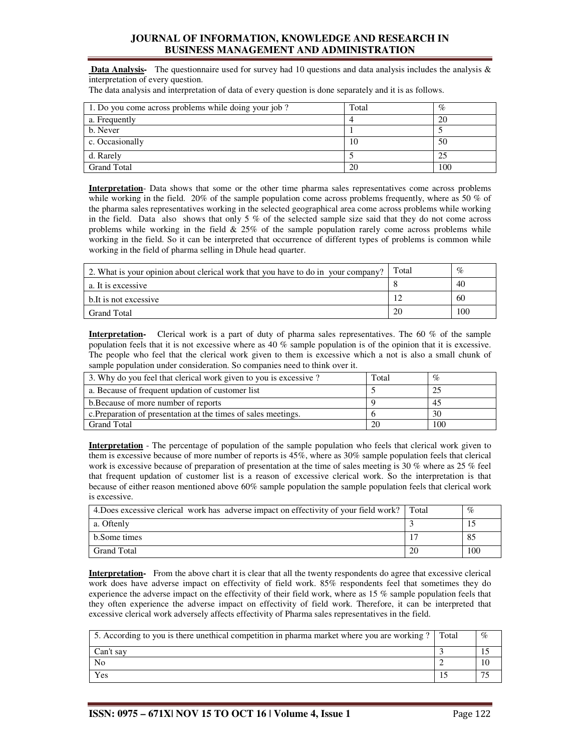**Data Analysis-** The questionnaire used for survey had 10 questions and data analysis includes the analysis & interpretation of every question.

The data analysis and interpretation of data of every question is done separately and it is as follows.

| 1. Do you come across problems while doing your job ? | Total | % |
|---|---|---|
| a. Frequently | 4 | 20 |
| b. Never | 1 | 5 |
| c. Occasionally | 10 | 50 |
| d. Rarely | 5 | 25 |
| Grand Total | 20 | 100 |

**Interpretation**- Data shows that some or the other time pharma sales representatives come across problems while working in the field. 20% of the sample population come across problems frequently, where as 50 % of the pharma sales representatives working in the selected geographical area come across problems while working in the field. Data also shows that only 5 % of the selected sample size said that they do not come across problems while working in the field & 25% of the sample population rarely come across problems while working in the field. So it can be interpreted that occurrence of different types of problems is common while working in the field of pharma selling in Dhule head quarter.

| 2. What is your opinion about clerical work that you have to do in your company? | Total | % |
|---|---|---|
| a. It is excessive | 8 | 40 |
| b.It is not excessive | 12 | 60 |
| Grand Total | 20 | 100 |

**Interpretation-** Clerical work is a part of duty of pharma sales representatives. The 60 % of the sample population feels that it is not excessive where as 40 % sample population is of the opinion that it is excessive. The people who feel that the clerical work given to them is excessive which a not is also a small chunk of sample population under consideration. So companies need to think over it.

| 3. Why do you feel that clerical work given to you is excessive ? | Total | % |
|---|---|---|
| a. Because of frequent updation of customer list | 5 | 25 |
| b.Because of more number of reports | 9 | 45 |
| c.Preparation of presentation at the times of sales meetings. | 6 | 30 |
| Grand Total | 20 | 100 |

**Interpretation** - The percentage of population of the sample population who feels that clerical work given to them is excessive because of more number of reports is 45%, where as 30% sample population feels that clerical work is excessive because of preparation of presentation at the time of sales meeting is 30 % where as 25 % feel that frequent updation of customer list is a reason of excessive clerical work. So the interpretation is that because of either reason mentioned above 60% sample population the sample population feels that clerical work is excessive.

| 4.Does excessive clerical work has adverse impact on effectivity of your field work? | Total | % |
|---|---|---|
| a. Oftenly | 3 | 15 |
| b.Some times | 17 | 85 |
| Grand Total | 20 | 100 |

**Interpretation-** From the above chart it is clear that all the twenty respondents do agree that excessive clerical work does have adverse impact on effectivity of field work. 85% respondents feel that sometimes they do experience the adverse impact on the effectivity of their field work, where as 15 % sample population feels that they often experience the adverse impact on effectivity of field work. Therefore, it can be interpreted that excessive clerical work adversely affects effectivity of Pharma sales representatives in the field.

| 5. According to you is there unethical competition in pharma market where you are working ? | Total | % |
|---|---|---|
| Can't say | 3 | 15 |
| No | 2 | 10 |
| Yes | 15 | 75 |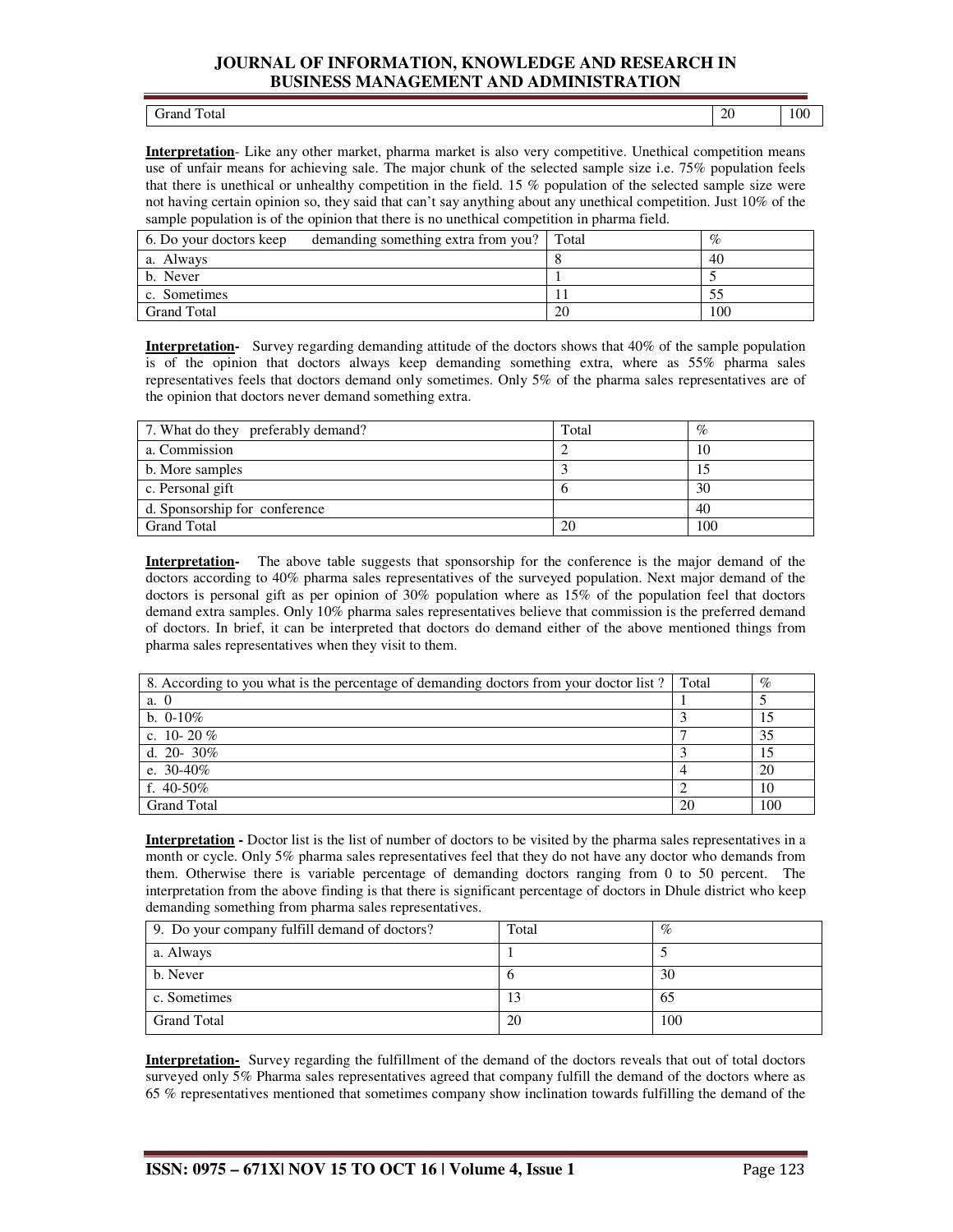| Grand Total | 20 | 100 |
|---|---|---|

**Interpretation**- Like any other market, pharma market is also very competitive. Unethical competition means use of unfair means for achieving sale. The major chunk of the selected sample size i.e. 75% population feels that there is unethical or unhealthy competition in the field. 15 % population of the selected sample size were not having certain opinion so, they said that can't say anything about any unethical competition. Just 10% of the sample population is of the opinion that there is no unethical competition in pharma field.

| 6. Do your doctors keep demanding something extra from you? | Total | % |
|---|---|---|
| a. Always | 8 | 40 |
| b. Never | 1 | 5 |
| c. Sometimes | 11 | 55 |
| Grand Total | 20 | 100 |

**Interpretation-** Survey regarding demanding attitude of the doctors shows that 40% of the sample population is of the opinion that doctors always keep demanding something extra, where as 55% pharma sales representatives feels that doctors demand only sometimes. Only 5% of the pharma sales representatives are of the opinion that doctors never demand something extra.

| 7. What do they preferably demand? | Total | % |
|---|---|---|
| a. Commission | 2 | 10 |
| b. More samples | 3 | 15 |
| c. Personal gift | 6 | 30 |
| d. Sponsorship for conference | | 40 |
| Grand Total | 20 | 100 |

**Interpretation-** The above table suggests that sponsorship for the conference is the major demand of the doctors according to 40% pharma sales representatives of the surveyed population. Next major demand of the doctors is personal gift as per opinion of 30% population where as 15% of the population feel that doctors demand extra samples. Only 10% pharma sales representatives believe that commission is the preferred demand of doctors. In brief, it can be interpreted that doctors do demand either of the above mentioned things from pharma sales representatives when they visit to them.

| 8. According to you what is the percentage of demanding doctors from your doctor list ? | Total | % |
|---|---|---|
| a. 0 | 1 | 5 |
| b. 0-10% | 3 | 15 |
| c. 10- 20 % | 7 | 35 |
| d. 20- 30% | 3 | 15 |
| e. 30-40% | 4 | 20 |
| f. 40-50% | 2 | 10 |
| Grand Total | 20 | 100 |

**Interpretation -** Doctor list is the list of number of doctors to be visited by the pharma sales representatives in a month or cycle. Only 5% pharma sales representatives feel that they do not have any doctor who demands from them. Otherwise there is variable percentage of demanding doctors ranging from 0 to 50 percent. The interpretation from the above finding is that there is significant percentage of doctors in Dhule district who keep demanding something from pharma sales representatives.

| 9. Do your company fulfill demand of doctors? | Total | % |
|---|---|---|
| a. Always | 1 | 5 |
| b. Never | 6 | 30 |
| c. Sometimes | 13 | 65 |
| Grand Total | 20 | 100 |

**Interpretation-** Survey regarding the fulfillment of the demand of the doctors reveals that out of total doctors surveyed only 5% Pharma sales representatives agreed that company fulfill the demand of the doctors where as 65 % representatives mentioned that sometimes company show inclination towards fulfilling the demand of the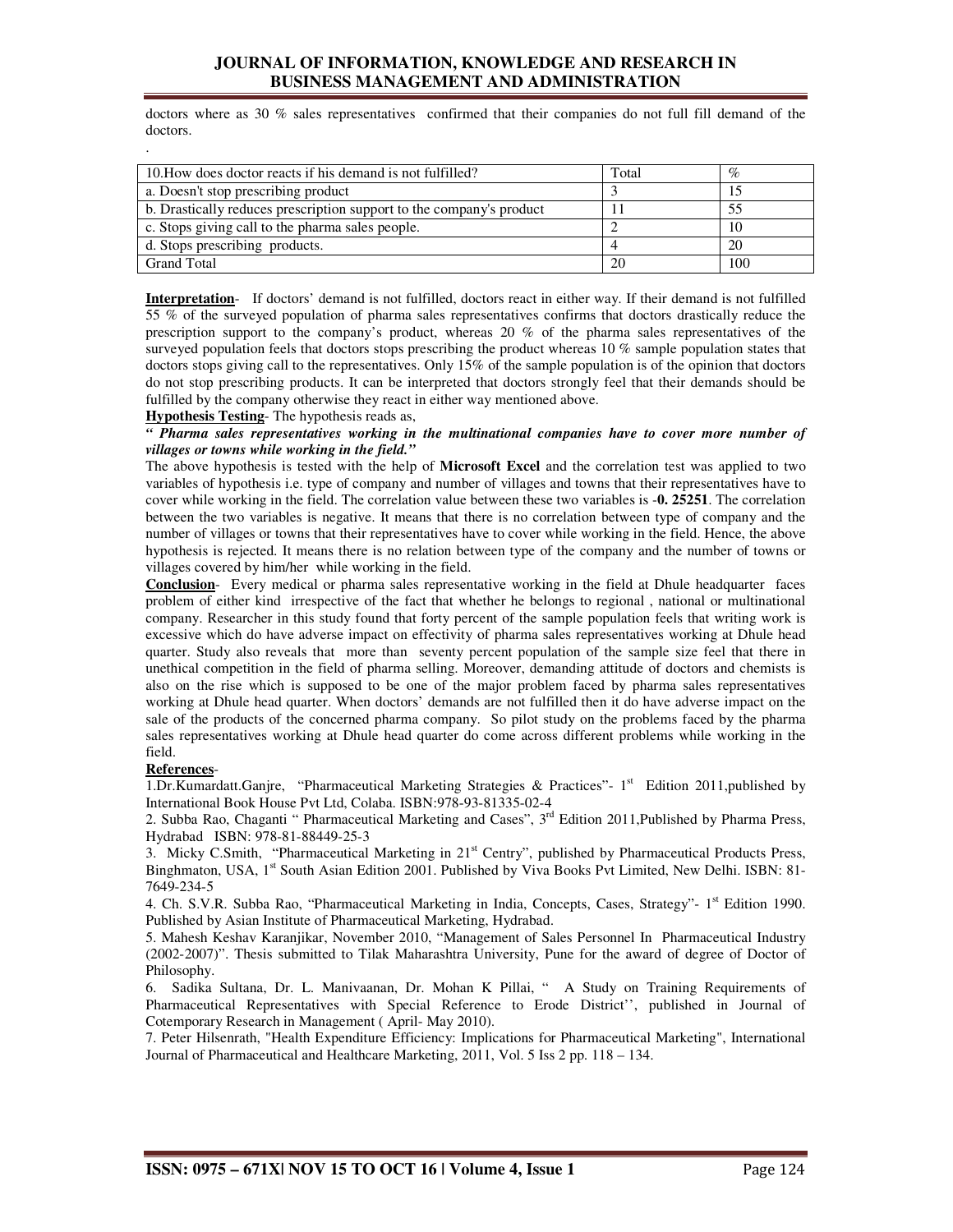doctors where as 30 % sales representatives confirmed that their companies do not full fill demand of the doctors.

.

| 10.How does doctor reacts if his demand is not fulfilled? | Total | % |
|---|---|---|
| a. Doesn't stop prescribing product | 3 | 15 |
| b. Drastically reduces prescription support to the company's product | 11 | 55 |
| c. Stops giving call to the pharma sales people. | 2 | 10 |
| d. Stops prescribing products. | 4 | 20 |
| Grand Total | 20 | 100 |

**Interpretation**- If doctors' demand is not fulfilled, doctors react in either way. If their demand is not fulfilled 55 % of the surveyed population of pharma sales representatives confirms that doctors drastically reduce the prescription support to the company's product, whereas 20 % of the pharma sales representatives of the surveyed population feels that doctors stops prescribing the product whereas 10 % sample population states that doctors stops giving call to the representatives. Only 15% of the sample population is of the opinion that doctors do not stop prescribing products. It can be interpreted that doctors strongly feel that their demands should be fulfilled by the company otherwise they react in either way mentioned above.

**Hypothesis Testing**- The hypothesis reads as,

***" Pharma sales representatives working in the multinational companies have to cover more number of villages or towns while working in the field."***

The above hypothesis is tested with the help of **Microsoft Excel** and the correlation test was applied to two variables of hypothesis i.e. type of company and number of villages and towns that their representatives have to cover while working in the field. The correlation value between these two variables is -**0. 25251**. The correlation between the two variables is negative. It means that there is no correlation between type of company and the number of villages or towns that their representatives have to cover while working in the field. Hence, the above hypothesis is rejected. It means there is no relation between type of the company and the number of towns or villages covered by him/her while working in the field.

**Conclusion**- Every medical or pharma sales representative working in the field at Dhule headquarter faces problem of either kind irrespective of the fact that whether he belongs to regional , national or multinational company. Researcher in this study found that forty percent of the sample population feels that writing work is excessive which do have adverse impact on effectivity of pharma sales representatives working at Dhule head quarter. Study also reveals that more than seventy percent population of the sample size feel that there in unethical competition in the field of pharma selling. Moreover, demanding attitude of doctors and chemists is also on the rise which is supposed to be one of the major problem faced by pharma sales representatives working at Dhule head quarter. When doctors' demands are not fulfilled then it do have adverse impact on the sale of the products of the concerned pharma company. So pilot study on the problems faced by the pharma sales representatives working at Dhule head quarter do come across different problems while working in the field.

**References**-

1.Dr.Kumardatt.Ganjre, "Pharmaceutical Marketing Strategies & Practices"- 1st Edition 2011,published by International Book House Pvt Ltd, Colaba. ISBN:978-93-81335-02-4

2. Subba Rao, Chaganti " Pharmaceutical Marketing and Cases", 3rd Edition 2011,Published by Pharma Press, Hydrabad ISBN: 978-81-88449-25-3

3. Micky C.Smith, "Pharmaceutical Marketing in 21st Centry", published by Pharmaceutical Products Press, Binghmaton, USA, 1st South Asian Edition 2001. Published by Viva Books Pvt Limited, New Delhi. ISBN: 81-7649-234-5

4. Ch. S.V.R. Subba Rao, "Pharmaceutical Marketing in India, Concepts, Cases, Strategy"- 1st Edition 1990. Published by Asian Institute of Pharmaceutical Marketing, Hydrabad.

5. Mahesh Keshav Karanjikar, November 2010, "Management of Sales Personnel In Pharmaceutical Industry (2002-2007)". Thesis submitted to Tilak Maharashtra University, Pune for the award of degree of Doctor of Philosophy.

6. Sadika Sultana, Dr. L. Manivaanan, Dr. Mohan K Pillai, " A Study on Training Requirements of Pharmaceutical Representatives with Special Reference to Erode District'', published in Journal of Cotemporary Research in Management ( April- May 2010).

7. Peter Hilsenrath, "Health Expenditure Efficiency: Implications for Pharmaceutical Marketing", International Journal of Pharmaceutical and Healthcare Marketing, 2011, Vol. 5 Iss 2 pp. 118 – 134.